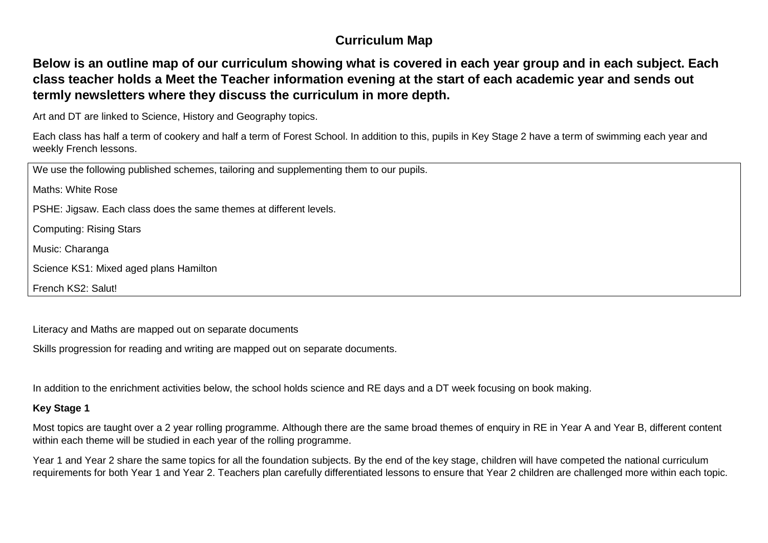# Curriculum Map

**Below is an outline map of our curriculum showing what is covered in each year group and in each subject. Each class teacher holds a Meet the Teacher information evening at the start of each academic year and sends out termly newsletters where they discuss the curriculum in more depth.**

Art and DT are linked to Science, History and Geography topics.

Each class has half a term of cookery and half a term of Forest School. In addition to this, pupils in Key Stage 2 have a term of swimming each year and weekly French lessons.

We use the following published schemes, tailoring and supplementing them to our pupils.

Maths: White Rose

PSHE: Jigsaw. Each class does the same themes at different levels.

Computing: Rising Stars

Music: Charanga

Science KS1: Mixed aged plans Hamilton

French KS2: Salut!

Literacy and Maths are mapped out on separate documents

Skills progression for reading and writing are mapped out on separate documents.

In addition to the enrichment activities below, the school holds science and RE days and a DT week focusing on book making.

**Key Stage 1**

Most topics are taught over a 2 year rolling programme. Although there are the same broad themes of enquiry in RE in Year A and Year B, different content within each theme will be studied in each year of the rolling programme.

Year 1 and Year 2 share the same topics for all the foundation subjects. By the end of the key stage, children will have competed the national curriculum requirements for both Year 1 and Year 2. Teachers plan carefully differentiated lessons to ensure that Year 2 children are challenged more within each topic.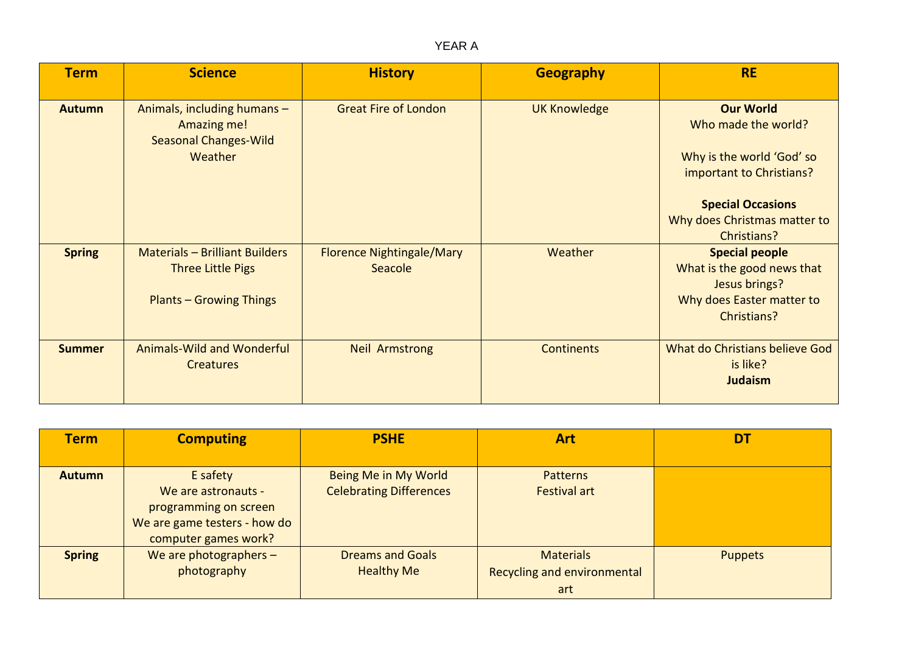YEAR A

| Term | Science | History | Geography | RE |
|---|---|---|---|---|
| **Autumn** | Animals, including humans – Amazing me!<br>Seasonal Changes-Wild Weather | Great Fire of London | UK Knowledge | **Our World**<br>Who made the world?<br><br>Why is the world 'God' so important to Christians?<br><br>**Special Occasions**<br>Why does Christmas matter to Christians? |
| **Spring** | Materials – Brilliant Builders Three Little Pigs<br><br>Plants – Growing Things | Florence Nightingale/Mary Seacole | Weather | **Special people**<br>What is the good news that Jesus brings?<br>Why does Easter matter to Christians? |
| **Summer** | Animals-Wild and Wonderful Creatures | Neil Armstrong | Continents | What do Christians believe God is like?<br>**Judaism** |

| Term | Computing | PSHE | Art | DT |
|---|---|---|---|---|
| **Autumn** | E safety<br>We are astronauts - programming on screen<br>We are game testers - how do computer games work? | Being Me in My World<br>Celebrating Differences | Patterns<br>Festival art | |
| **Spring** | We are photographers – photography | Dreams and Goals<br>Healthy Me | Materials<br>Recycling and environmental art | Puppets |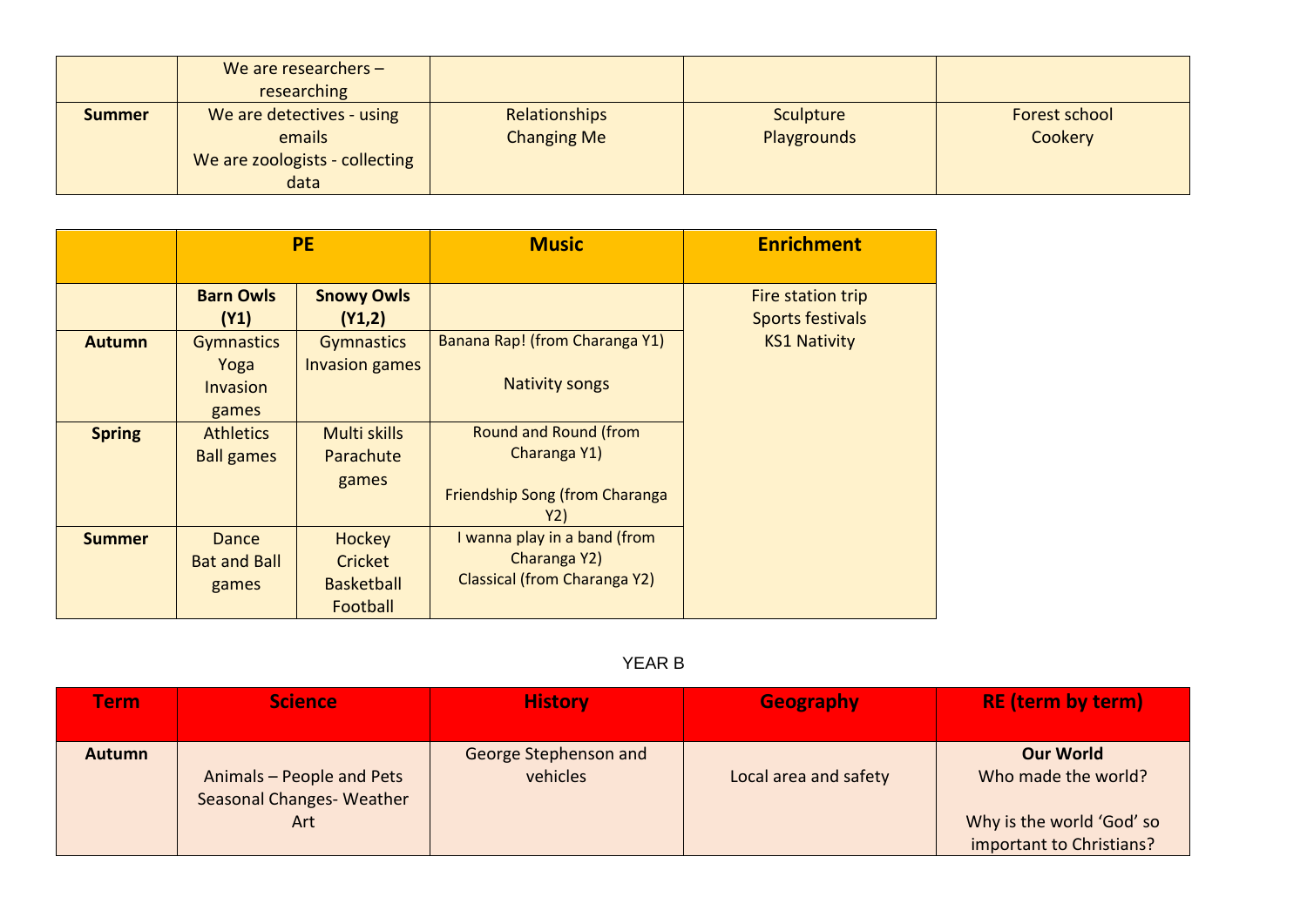| | | | | |
|---|---|---|---|---|
| | We are researchers – researching | | | |
| **Summer** | We are detectives - using emails<br>We are zoologists - collecting data | Relationships<br>Changing Me | Sculpture<br>Playgrounds | Forest school<br>Cookery |

| | PE | | Music | Enrichment |
|---|---|---|---|---|
| | **Barn Owls (Y1)** | **Snowy Owls (Y1,2)** | | Fire station trip<br>Sports festivals<br>KS1 Nativity |
| **Autumn** | Gymnastics<br>Yoga<br>Invasion games | Gymnastics<br>Invasion games | Banana Rap! (from Charanga Y1)<br><br>Nativity songs | |
| **Spring** | Athletics<br>Ball games | Multi skills<br>Parachute games | Round and Round (from Charanga Y1)<br><br>Friendship Song (from Charanga Y2) | |
| **Summer** | Dance<br>Bat and Ball games | Hockey<br>Cricket<br>Basketball<br>Football | I wanna play in a band (from Charanga Y2)<br>Classical (from Charanga Y2) | |

YEAR B

| Term | Science | History | Geography | RE (term by term) |
|---|---|---|---|---|
| **Autumn** | Animals – People and Pets<br>Seasonal Changes- Weather<br>Art | George Stephenson and vehicles | Local area and safety | **Our World**<br>Who made the world?<br><br>Why is the world 'God' so important to Christians? |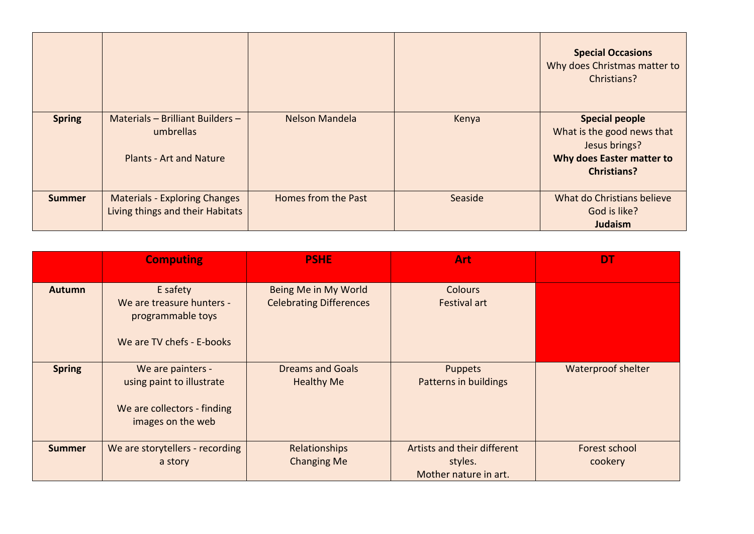| | | | | |
|---|---|---|---|---|
| | | | | **Special Occasions**<br>Why does Christmas matter to Christians? |
| **Spring** | Materials – Brilliant Builders – umbrellas<br><br>Plants - Art and Nature | Nelson Mandela | Kenya | **Special people**<br>What is the good news that Jesus brings?<br>**Why does Easter matter to Christians?** |
| **Summer** | Materials - Exploring Changes<br>Living things and their Habitats | Homes from the Past | Seaside | What do Christians believe God is like?<br>**Judaism** |

| | **Computing** | **PSHE** | **Art** | **DT** |
|---|---|---|---|---|
| **Autumn** | E safety<br>We are treasure hunters - programmable toys<br><br>We are TV chefs - E-books | Being Me in My World<br>Celebrating Differences | Colours<br>Festival art | |
| **Spring** | We are painters - using paint to illustrate<br><br>We are collectors - finding images on the web | Dreams and Goals<br>Healthy Me | Puppets<br>Patterns in buildings | Waterproof shelter |
| **Summer** | We are storytellers - recording a story | Relationships<br>Changing Me | Artists and their different styles.<br>Mother nature in art. | Forest school<br>cookery |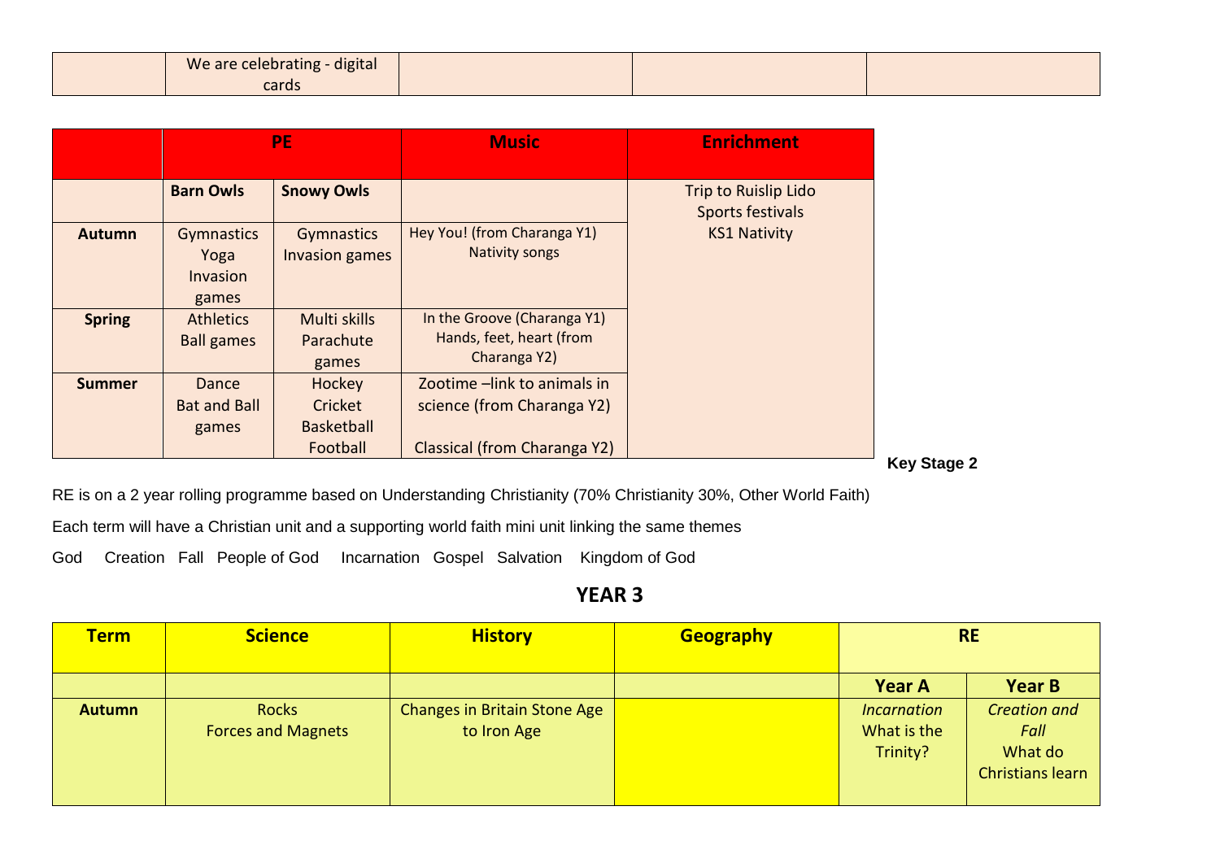| | We are celebrating - digital cards | | | |
|---|---|---|---|---|

| | PE | | Music | Enrichment |
|---|---|---|---|---|
| | **Barn Owls** | **Snowy Owls** | | Trip to Ruislip Lido<br>Sports festivals<br>KS1 Nativity |
| **Autumn** | Gymnastics<br>Yoga<br>Invasion games | Gymnastics<br>Invasion games | Hey You! (from Charanga Y1)<br>Nativity songs | |
| **Spring** | Athletics<br>Ball games | Multi skills<br>Parachute games | In the Groove (Charanga Y1)<br>Hands, feet, heart (from Charanga Y2) | |
| **Summer** | Dance<br>Bat and Ball games | Hockey<br>Cricket<br>Basketball<br>Football | Zootime –link to animals in science (from Charanga Y2)<br><br>Classical (from Charanga Y2) | |

**Key Stage 2**

RE is on a 2 year rolling programme based on Understanding Christianity (70% Christianity 30%, Other World Faith)

Each term will have a Christian unit and a supporting world faith mini unit linking the same themes

God Creation Fall People of God Incarnation Gospel Salvation Kingdom of God

## YEAR 3

| Term | Science | History | Geography | RE | |
|---|---|---|---|---|---|
| | | | | **Year A** | **Year B** |
| **Autumn** | Rocks<br>Forces and Magnets | Changes in Britain Stone Age to Iron Age | | *Incarnation*<br>What is the Trinity? | *Creation and Fall*<br>What do Christians learn |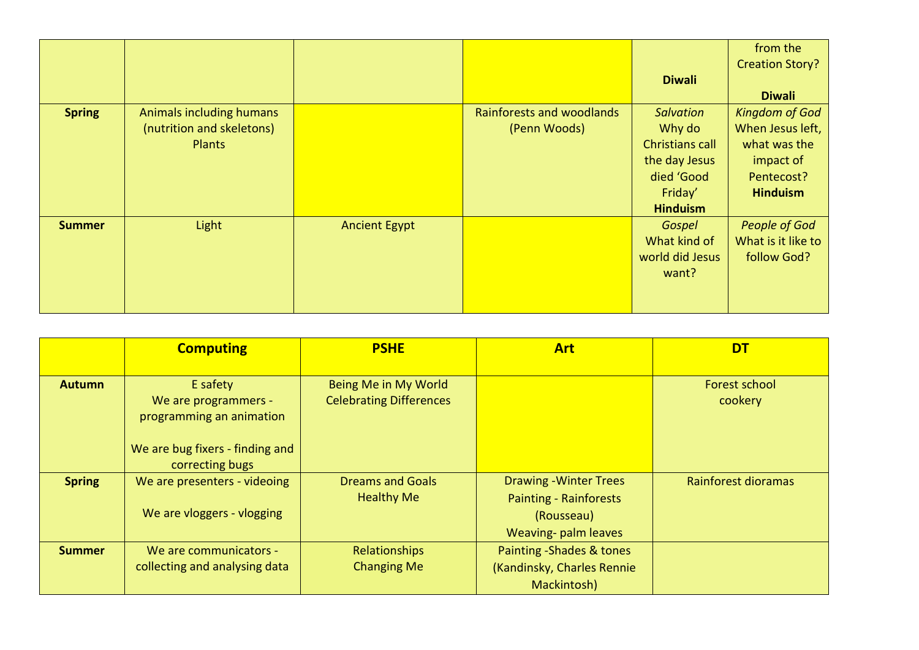| | | | | | |
|---|---|---|---|---|---|
| | | | | **Diwali** | from the Creation Story? **Diwali** |
| **Spring** | Animals including humans (nutrition and skeletons) Plants | | Rainforests and woodlands (Penn Woods) | *Salvation* Why do Christians call the day Jesus died 'Good Friday' **Hinduism** | *Kingdom of God* When Jesus left, what was the impact of Pentecost? **Hinduism** |
| **Summer** | Light | Ancient Egypt | | *Gospel* What kind of world did Jesus want? | *People of God* What is it like to follow God? |

| | **Computing** | **PSHE** | **Art** | **DT** |
|---|---|---|---|---|
| **Autumn** | E safety<br>We are programmers - programming an animation<br><br>We are bug fixers - finding and correcting bugs | Being Me in My World<br>Celebrating Differences | | Forest school<br>cookery |
| **Spring** | We are presenters - videoing<br><br>We are vloggers - vlogging | Dreams and Goals<br>Healthy Me | Drawing -Winter Trees<br>Painting - Rainforests (Rousseau)<br>Weaving- palm leaves | Rainforest dioramas |
| **Summer** | We are communicators - collecting and analysing data | Relationships<br>Changing Me | Painting -Shades & tones (Kandinsky, Charles Rennie Mackintosh) | |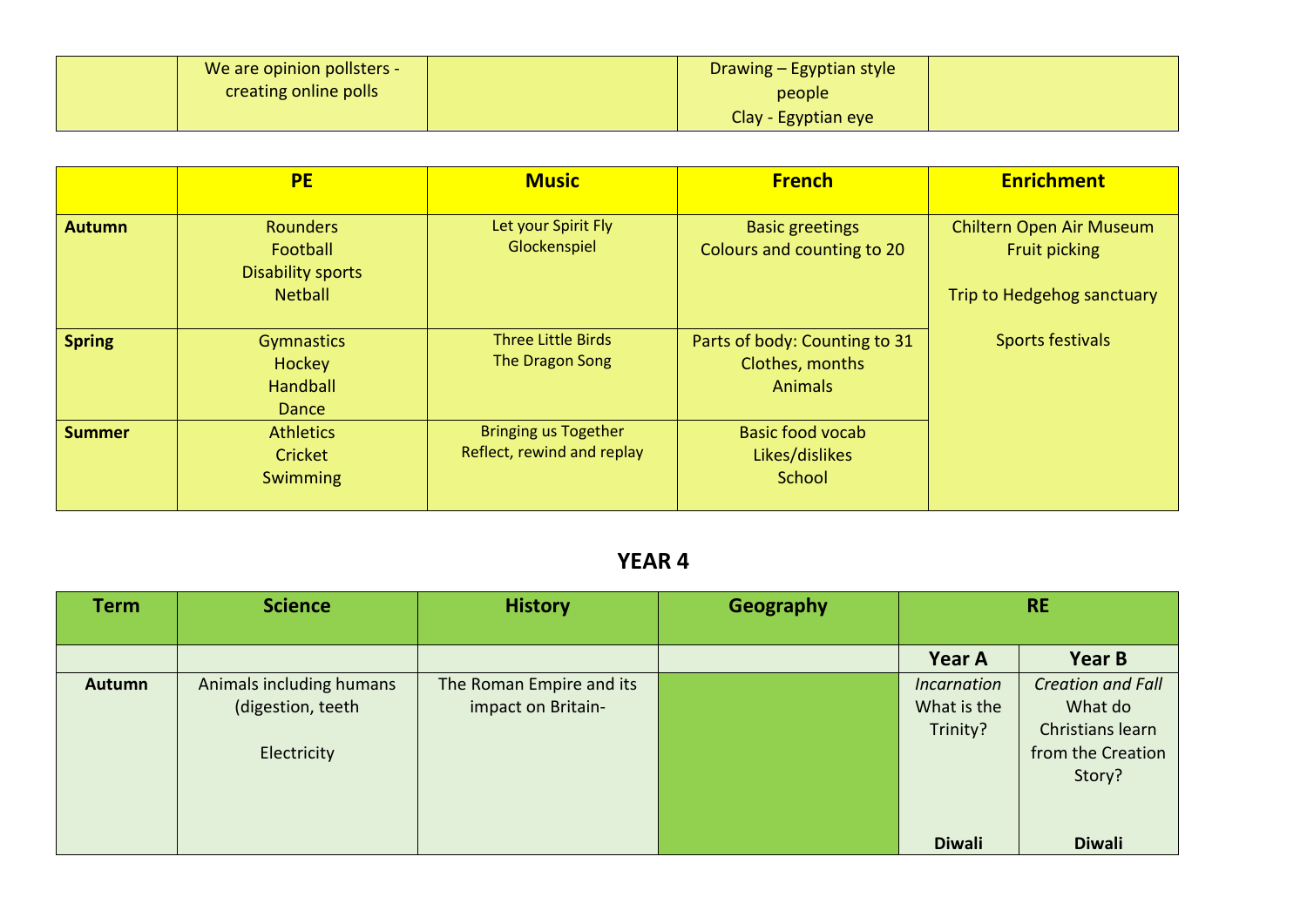| | We are opinion pollsters - creating online polls | | Drawing – Egyptian style people<br>Clay - Egyptian eye | |
|---|---|---|---|---|

| | PE | Music | French | Enrichment |
|---|---|---|---|---|
| **Autumn** | Rounders<br>Football<br>Disability sports<br>Netball | Let your Spirit Fly<br>Glockenspiel | Basic greetings<br>Colours and counting to 20 | Chiltern Open Air Museum<br>Fruit picking<br><br>Trip to Hedgehog sanctuary<br><br>Sports festivals |
| **Spring** | Gymnastics<br>Hockey<br>Handball<br>Dance | Three Little Birds<br>The Dragon Song | Parts of body: Counting to 31<br>Clothes, months<br>Animals | |
| **Summer** | Athletics<br>Cricket<br>Swimming | Bringing us Together<br>Reflect, rewind and replay | Basic food vocab<br>Likes/dislikes<br>School | |

## YEAR 4

| Term | Science | History | Geography | RE | |
|---|---|---|---|---|---|
| | | | | **Year A** | **Year B** |
| **Autumn** | Animals including humans (digestion, teeth<br><br>Electricity | The Roman Empire and its impact on Britain- | | *Incarnation*<br>What is the Trinity?<br><br>**Diwali** | *Creation and Fall*<br>What do Christians learn from the Creation Story?<br><br>**Diwali** |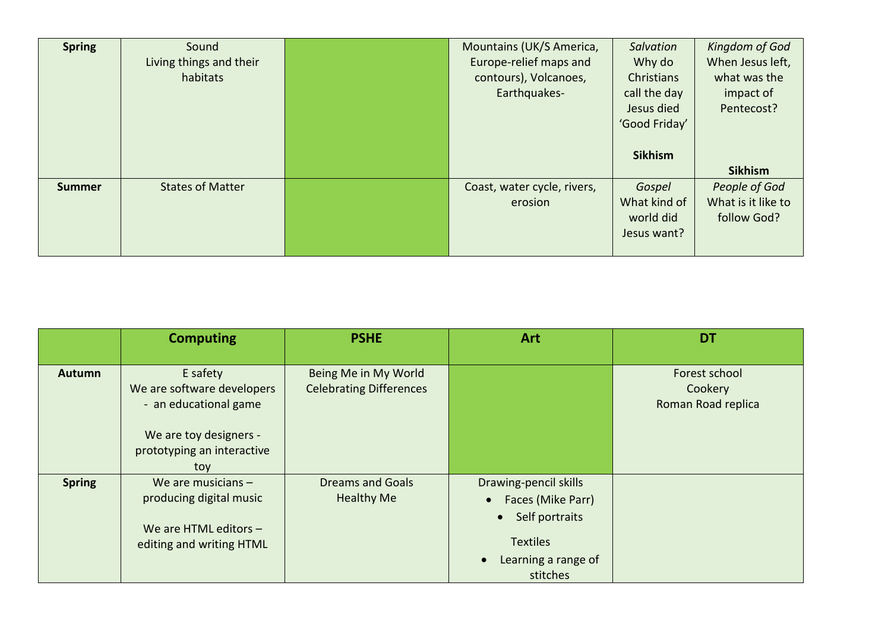| | | | | | |
|---|---|---|---|---|---|
| **Spring** | Sound<br>Living things and their habitats | | Mountains (UK/S America, Europe-relief maps and contours), Volcanoes, Earthquakes- | *Salvation*<br>Why do Christians call the day Jesus died 'Good Friday'<br><br>**Sikhism** | *Kingdom of God*<br>When Jesus left, what was the impact of Pentecost?<br><br>**Sikhism** |
| **Summer** | States of Matter | | Coast, water cycle, rivers, erosion | *Gospel*<br>What kind of world did Jesus want? | *People of God*<br>What is it like to follow God? |

| | **Computing** | **PSHE** | **Art** | **DT** |
|---|---|---|---|---|
| **Autumn** | E safety<br>We are software developers - an educational game<br><br>We are toy designers - prototyping an interactive toy | Being Me in My World<br>Celebrating Differences | | Forest school<br>Cookery<br>Roman Road replica |
| **Spring** | We are musicians – producing digital music<br><br>We are HTML editors – editing and writing HTML | Dreams and Goals<br>Healthy Me | Drawing-pencil skills<br>• Faces (Mike Parr)<br>• Self portraits<br><br>Textiles<br>• Learning a range of stitches | |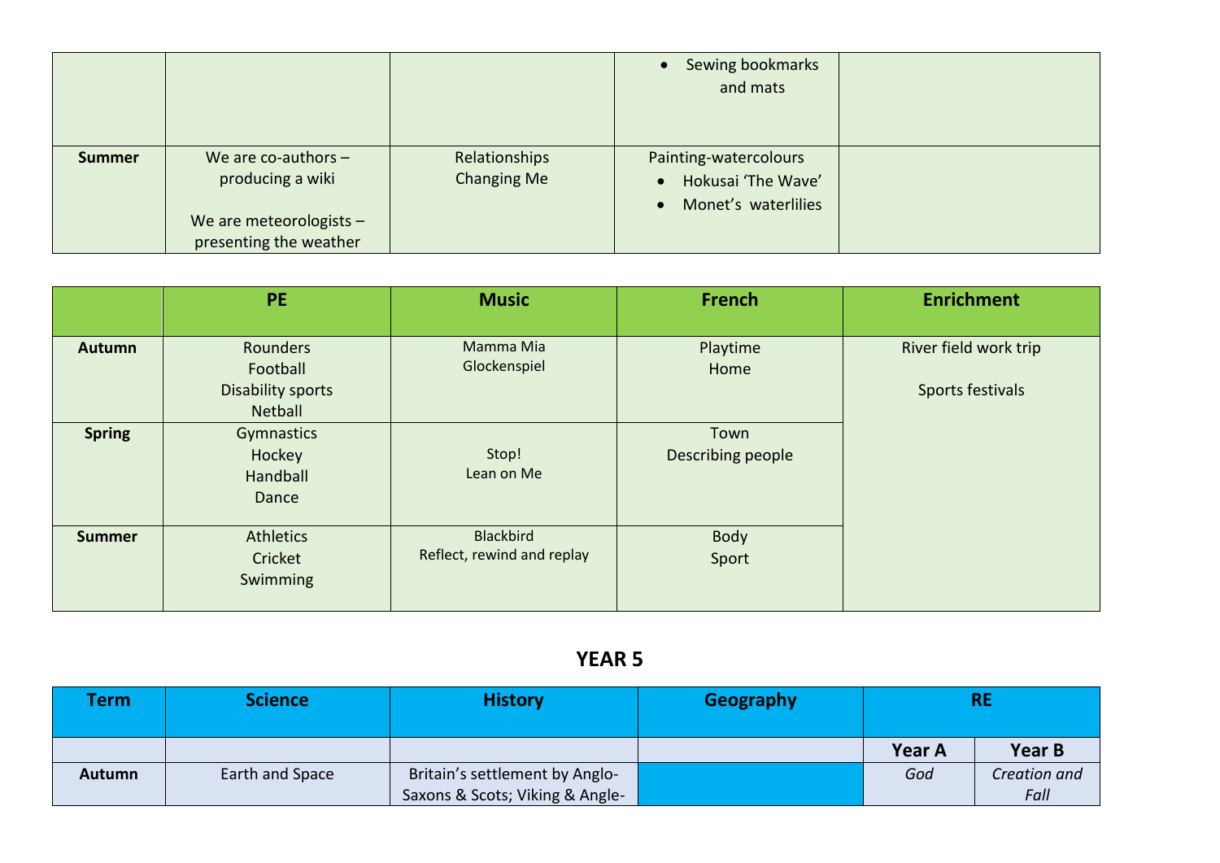| | | | | |
|---|---|---|---|---|
| | | | • Sewing bookmarks and mats | |
| **Summer** | We are co-authors – producing a wiki<br><br>We are meteorologists – presenting the weather | Relationships<br>Changing Me | Painting-watercolours<br>• Hokusai 'The Wave'<br>• Monet's waterlilies | |

| | PE | Music | French | Enrichment |
|---|---|---|---|---|
| **Autumn** | Rounders<br>Football<br>Disability sports<br>Netball | Mamma Mia<br>Glockenspiel | Playtime<br>Home | River field work trip<br><br>Sports festivals |
| **Spring** | Gymnastics<br>Hockey<br>Handball<br>Dance | Stop!<br>Lean on Me | Town<br>Describing people | |
| **Summer** | Athletics<br>Cricket<br>Swimming | Blackbird<br>Reflect, rewind and replay | Body<br>Sport | |

## YEAR 5

| Term | Science | History | Geography | RE | |
|---|---|---|---|---|---|
| | | | | **Year A** | **Year B** |
| **Autumn** | Earth and Space | Britain's settlement by Anglo-Saxons & Scots; Viking & Angle- | | *God* | *Creation and Fall* |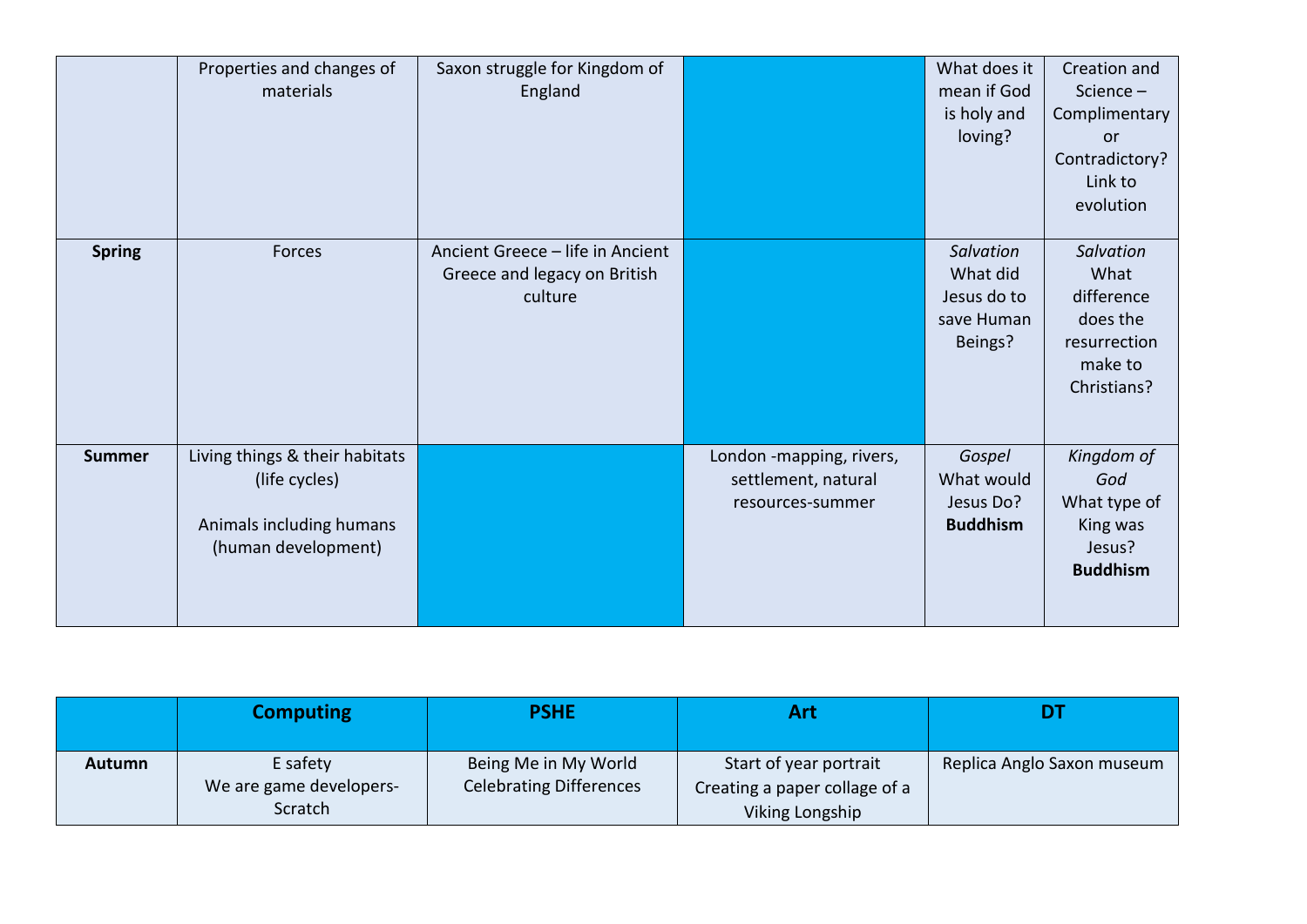| | | | | | |
|---|---|---|---|---|---|
| | Properties and changes of materials | Saxon struggle for Kingdom of England | | What does it mean if God is holy and loving? | Creation and Science – Complimentary or Contradictory? Link to evolution |
| **Spring** | Forces | Ancient Greece – life in Ancient Greece and legacy on British culture | | *Salvation* What did Jesus do to save Human Beings? | *Salvation* What difference does the resurrection make to Christians? |
| **Summer** | Living things & their habitats (life cycles)<br><br>Animals including humans (human development) | | London -mapping, rivers, settlement, natural resources-summer | *Gospel* What would Jesus Do? **Buddhism** | *Kingdom of God* What type of King was Jesus? **Buddhism** |

| | **Computing** | **PSHE** | **Art** | **DT** |
|---|---|---|---|---|
| **Autumn** | E safety<br>We are game developers-Scratch | Being Me in My World<br>Celebrating Differences | Start of year portrait<br>Creating a paper collage of a Viking Longship | Replica Anglo Saxon museum |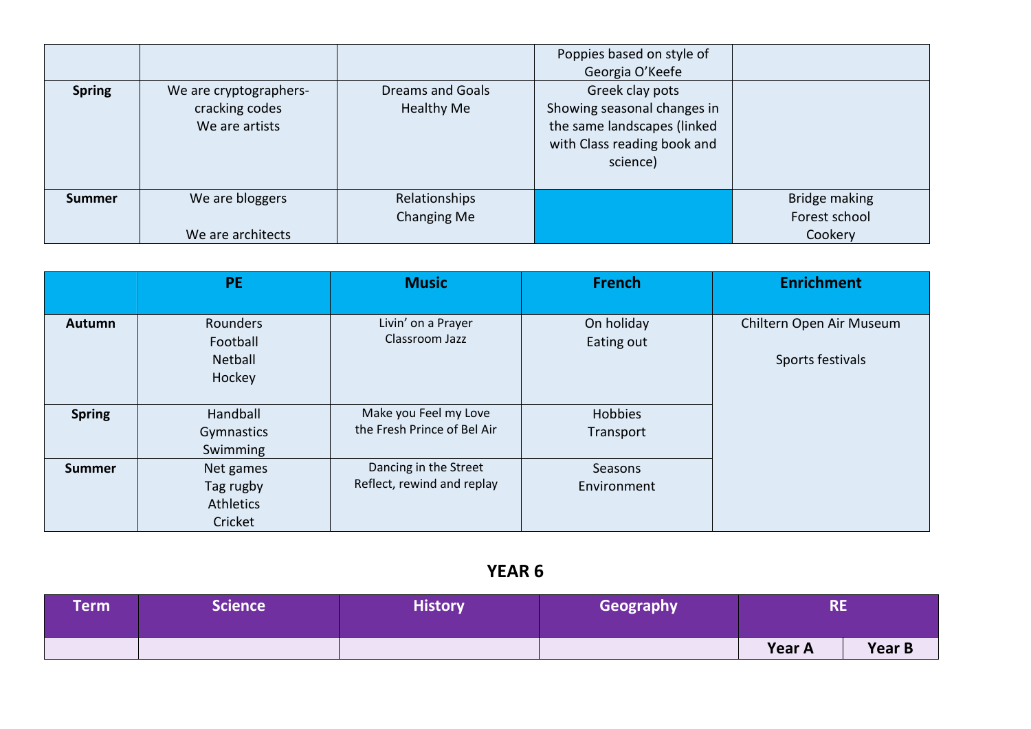|  |  |  |  |  |
|---|---|---|---|---|
|  |  |  | Poppies based on style of Georgia O'Keefe |  |
| **Spring** | We are cryptographers- cracking codes<br>We are artists | Dreams and Goals<br>Healthy Me | Greek clay pots<br>Showing seasonal changes in the same landscapes (linked with Class reading book and science) |  |
| **Summer** | We are bloggers<br><br>We are architects | Relationships<br>Changing Me |  | Bridge making<br>Forest school<br>Cookery |

|  | PE | Music | French | Enrichment |
|---|---|---|---|---|
| **Autumn** | Rounders<br>Football<br>Netball<br>Hockey | Livin' on a Prayer<br>Classroom Jazz | On holiday<br>Eating out | Chiltern Open Air Museum<br><br>Sports festivals |
| **Spring** | Handball<br>Gymnastics<br>Swimming | Make you Feel my Love<br>the Fresh Prince of Bel Air | Hobbies<br>Transport |  |
| **Summer** | Net games<br>Tag rugby<br>Athletics<br>Cricket | Dancing in the Street<br>Reflect, rewind and replay | Seasons<br>Environment |  |

## YEAR 6

| Term | Science | History | Geography | RE |  |
|---|---|---|---|---|---|
|  |  |  |  | **Year A** | **Year B** |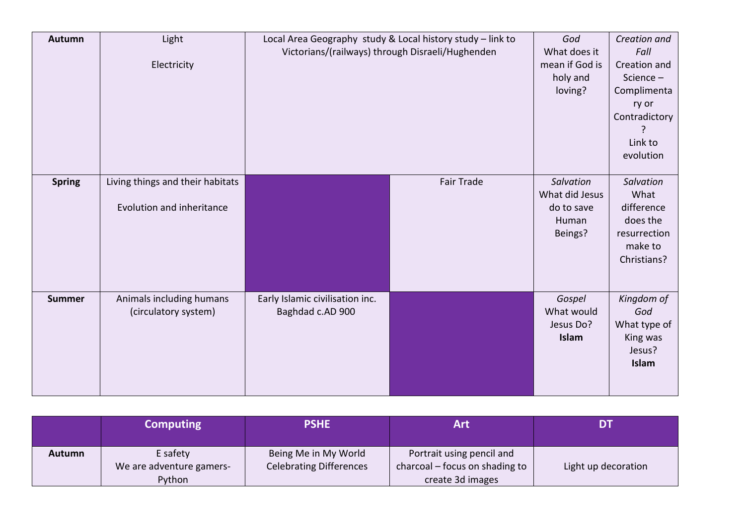| | | | | | |
|---|---|---|---|---|---|
| **Autumn** | Light<br><br>Electricity | Local Area Geography study & Local history study – link to Victorians/(railways) through Disraeli/Hughenden | | *God*<br>What does it mean if God is holy and loving? | *Creation and Fall*<br>Creation and Science – Complimentary or Contradictory?<br>Link to evolution |
| **Spring** | Living things and their habitats<br><br>Evolution and inheritance | | Fair Trade | *Salvation*<br>What did Jesus do to save Human Beings? | *Salvation*<br>What difference does the resurrection make to Christians? |
| **Summer** | Animals including humans (circulatory system) | Early Islamic civilisation inc. Baghdad c.AD 900 | | *Gospel*<br>What would Jesus Do?<br>**Islam** | *Kingdom of God*<br>What type of King was Jesus?<br>**Islam** |

| | Computing | PSHE | Art | DT |
|---|---|---|---|---|
| **Autumn** | E safety<br>We are adventure gamers-Python | Being Me in My World<br>Celebrating Differences | Portrait using pencil and charcoal – focus on shading to create 3d images | Light up decoration |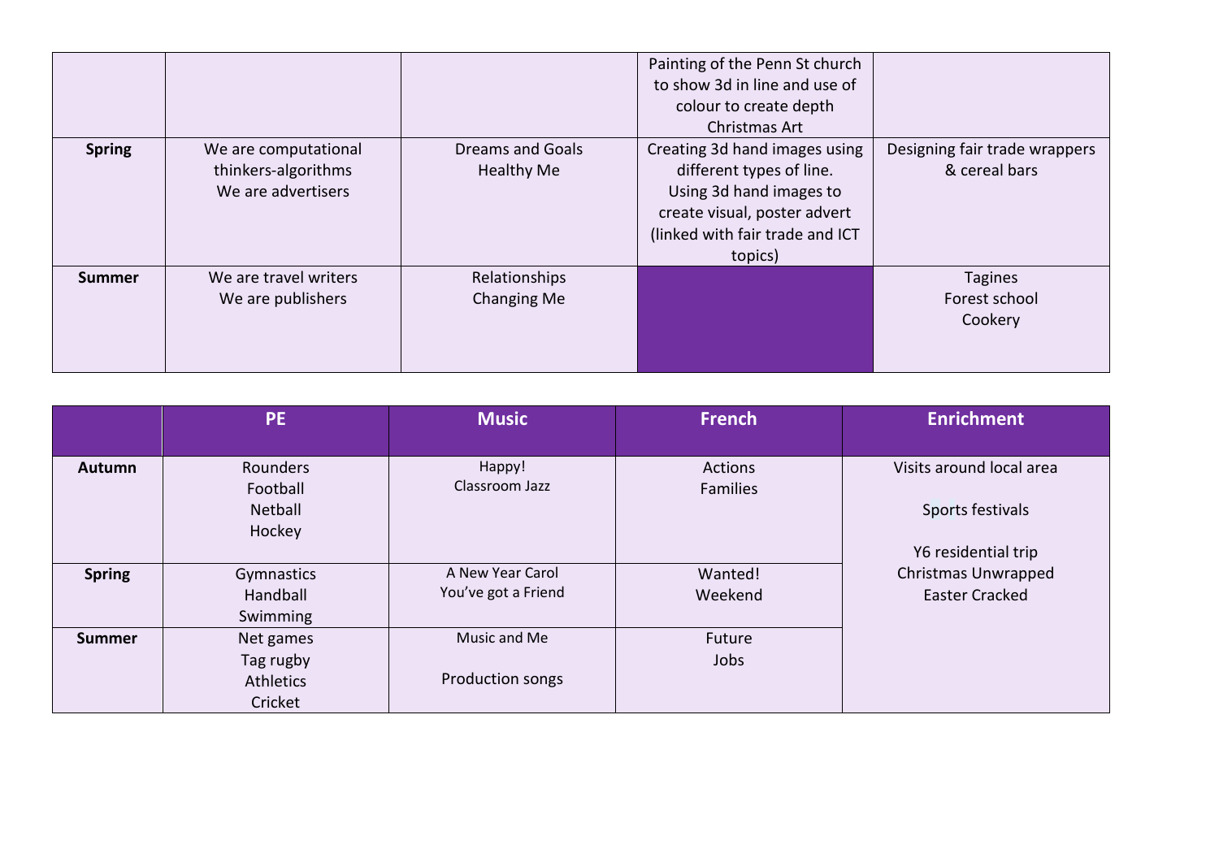| | | | | |
|---|---|---|---|---|
| | | | Painting of the Penn St church to show 3d in line and use of colour to create depth<br>Christmas Art | |
| **Spring** | We are computational thinkers-algorithms<br>We are advertisers | Dreams and Goals<br>Healthy Me | Creating 3d hand images using different types of line.<br>Using 3d hand images to create visual, poster advert (linked with fair trade and ICT topics) | Designing fair trade wrappers & cereal bars |
| **Summer** | We are travel writers<br>We are publishers | Relationships<br>Changing Me | | Tagines<br>Forest school<br>Cookery |

| | PE | Music | French | Enrichment |
|---|---|---|---|---|
| **Autumn** | Rounders<br>Football<br>Netball<br>Hockey | Happy!<br>Classroom Jazz | Actions<br>Families | Visits around local area<br><br>Sports festivals<br><br>Y6 residential trip<br>Christmas Unwrapped<br>Easter Cracked |
| **Spring** | Gymnastics<br>Handball<br>Swimming | A New Year Carol<br>You've got a Friend | Wanted!<br>Weekend | |
| **Summer** | Net games<br>Tag rugby<br>Athletics<br>Cricket | Music and Me<br><br>Production songs | Future<br>Jobs | |